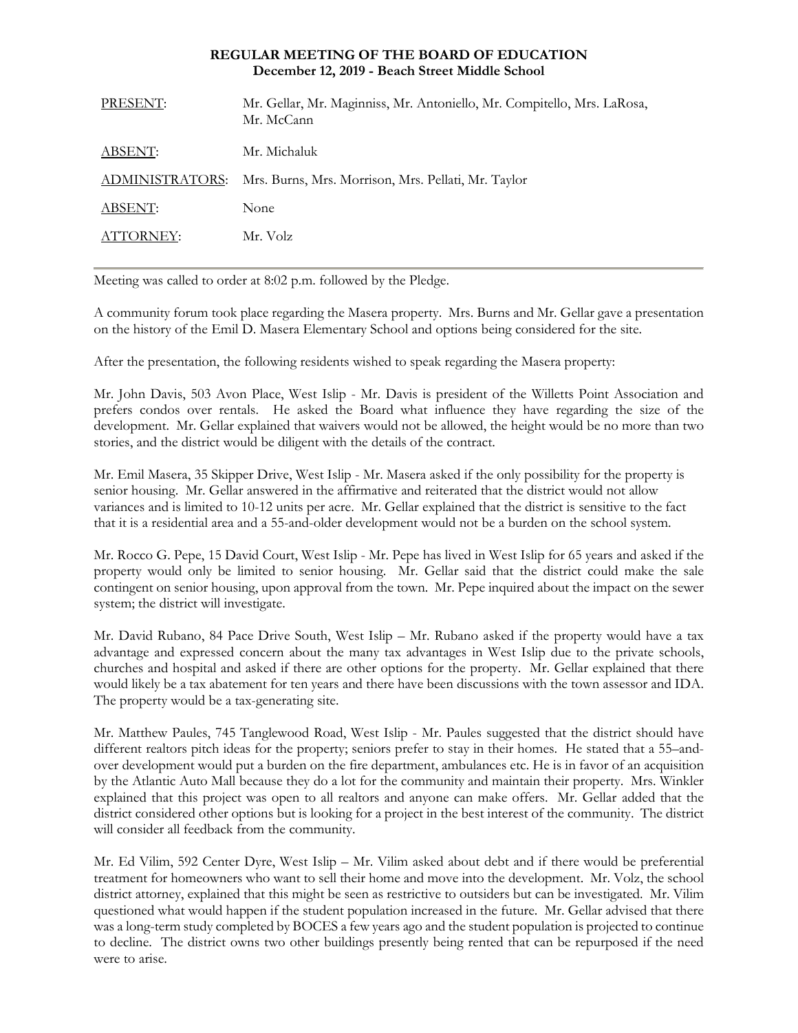**REGULAR MEETING OF THE BOARD OF EDUCATION**
**December 12, 2019 - Beach Street Middle School**

| | |
|---|---|
| PRESENT: | Mr. Gellar, Mr. Maginniss, Mr. Antoniello, Mr. Compitello, Mrs. LaRosa, Mr. McCann |
| ABSENT: | Mr. Michaluk |
| ADMINISTRATORS: | Mrs. Burns, Mrs. Morrison, Mrs. Pellati, Mr. Taylor |
| ABSENT: | None |
| ATTORNEY: | Mr. Volz |

Meeting was called to order at 8:02 p.m. followed by the Pledge.

A community forum took place regarding the Masera property. Mrs. Burns and Mr. Gellar gave a presentation on the history of the Emil D. Masera Elementary School and options being considered for the site.

After the presentation, the following residents wished to speak regarding the Masera property:

Mr. John Davis, 503 Avon Place, West Islip - Mr. Davis is president of the Willetts Point Association and prefers condos over rentals. He asked the Board what influence they have regarding the size of the development. Mr. Gellar explained that waivers would not be allowed, the height would be no more than two stories, and the district would be diligent with the details of the contract.

Mr. Emil Masera, 35 Skipper Drive, West Islip - Mr. Masera asked if the only possibility for the property is senior housing. Mr. Gellar answered in the affirmative and reiterated that the district would not allow variances and is limited to 10-12 units per acre. Mr. Gellar explained that the district is sensitive to the fact that it is a residential area and a 55-and-older development would not be a burden on the school system.

Mr. Rocco G. Pepe, 15 David Court, West Islip - Mr. Pepe has lived in West Islip for 65 years and asked if the property would only be limited to senior housing. Mr. Gellar said that the district could make the sale contingent on senior housing, upon approval from the town. Mr. Pepe inquired about the impact on the sewer system; the district will investigate.

Mr. David Rubano, 84 Pace Drive South, West Islip – Mr. Rubano asked if the property would have a tax advantage and expressed concern about the many tax advantages in West Islip due to the private schools, churches and hospital and asked if there are other options for the property. Mr. Gellar explained that there would likely be a tax abatement for ten years and there have been discussions with the town assessor and IDA. The property would be a tax-generating site.

Mr. Matthew Paules, 745 Tanglewood Road, West Islip - Mr. Paules suggested that the district should have different realtors pitch ideas for the property; seniors prefer to stay in their homes. He stated that a 55–and-over development would put a burden on the fire department, ambulances etc. He is in favor of an acquisition by the Atlantic Auto Mall because they do a lot for the community and maintain their property. Mrs. Winkler explained that this project was open to all realtors and anyone can make offers. Mr. Gellar added that the district considered other options but is looking for a project in the best interest of the community. The district will consider all feedback from the community.

Mr. Ed Vilim, 592 Center Dyre, West Islip – Mr. Vilim asked about debt and if there would be preferential treatment for homeowners who want to sell their home and move into the development. Mr. Volz, the school district attorney, explained that this might be seen as restrictive to outsiders but can be investigated. Mr. Vilim questioned what would happen if the student population increased in the future. Mr. Gellar advised that there was a long-term study completed by BOCES a few years ago and the student population is projected to continue to decline. The district owns two other buildings presently being rented that can be repurposed if the need were to arise.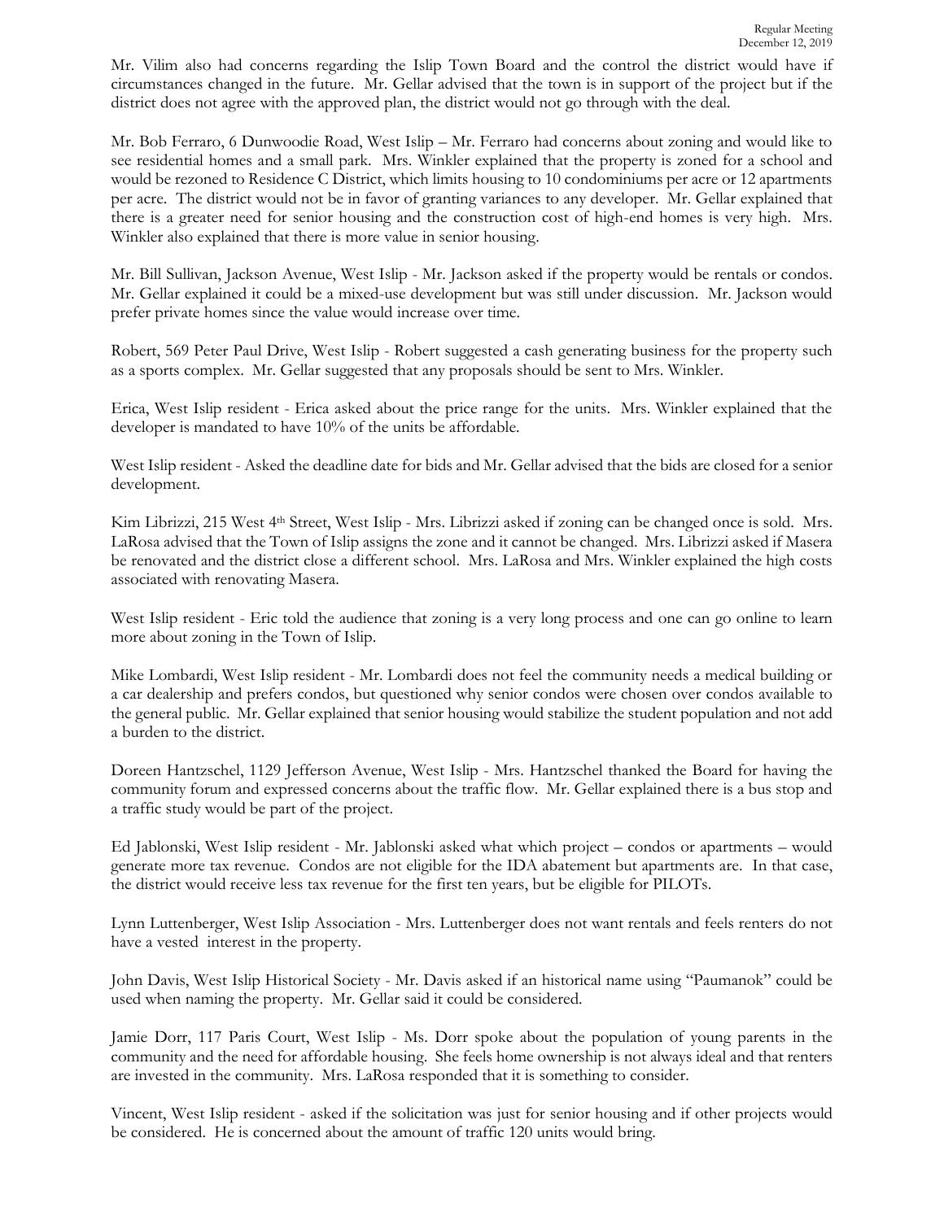Mr. Vilim also had concerns regarding the Islip Town Board and the control the district would have if circumstances changed in the future. Mr. Gellar advised that the town is in support of the project but if the district does not agree with the approved plan, the district would not go through with the deal.

Mr. Bob Ferraro, 6 Dunwoodie Road, West Islip – Mr. Ferraro had concerns about zoning and would like to see residential homes and a small park. Mrs. Winkler explained that the property is zoned for a school and would be rezoned to Residence C District, which limits housing to 10 condominiums per acre or 12 apartments per acre. The district would not be in favor of granting variances to any developer. Mr. Gellar explained that there is a greater need for senior housing and the construction cost of high-end homes is very high. Mrs. Winkler also explained that there is more value in senior housing.

Mr. Bill Sullivan, Jackson Avenue, West Islip - Mr. Jackson asked if the property would be rentals or condos. Mr. Gellar explained it could be a mixed-use development but was still under discussion. Mr. Jackson would prefer private homes since the value would increase over time.

Robert, 569 Peter Paul Drive, West Islip - Robert suggested a cash generating business for the property such as a sports complex. Mr. Gellar suggested that any proposals should be sent to Mrs. Winkler.

Erica, West Islip resident - Erica asked about the price range for the units. Mrs. Winkler explained that the developer is mandated to have 10% of the units be affordable.

West Islip resident - Asked the deadline date for bids and Mr. Gellar advised that the bids are closed for a senior development.

Kim Librizzi, 215 West 4th Street, West Islip - Mrs. Librizzi asked if zoning can be changed once is sold. Mrs. LaRosa advised that the Town of Islip assigns the zone and it cannot be changed. Mrs. Librizzi asked if Masera be renovated and the district close a different school. Mrs. LaRosa and Mrs. Winkler explained the high costs associated with renovating Masera.

West Islip resident - Eric told the audience that zoning is a very long process and one can go online to learn more about zoning in the Town of Islip.

Mike Lombardi, West Islip resident - Mr. Lombardi does not feel the community needs a medical building or a car dealership and prefers condos, but questioned why senior condos were chosen over condos available to the general public. Mr. Gellar explained that senior housing would stabilize the student population and not add a burden to the district.

Doreen Hantzschel, 1129 Jefferson Avenue, West Islip - Mrs. Hantzschel thanked the Board for having the community forum and expressed concerns about the traffic flow. Mr. Gellar explained there is a bus stop and a traffic study would be part of the project.

Ed Jablonski, West Islip resident - Mr. Jablonski asked what which project – condos or apartments – would generate more tax revenue. Condos are not eligible for the IDA abatement but apartments are. In that case, the district would receive less tax revenue for the first ten years, but be eligible for PILOTs.

Lynn Luttenberger, West Islip Association - Mrs. Luttenberger does not want rentals and feels renters do not have a vested interest in the property.

John Davis, West Islip Historical Society - Mr. Davis asked if an historical name using "Paumanok" could be used when naming the property. Mr. Gellar said it could be considered.

Jamie Dorr, 117 Paris Court, West Islip - Ms. Dorr spoke about the population of young parents in the community and the need for affordable housing. She feels home ownership is not always ideal and that renters are invested in the community. Mrs. LaRosa responded that it is something to consider.

Vincent, West Islip resident - asked if the solicitation was just for senior housing and if other projects would be considered. He is concerned about the amount of traffic 120 units would bring.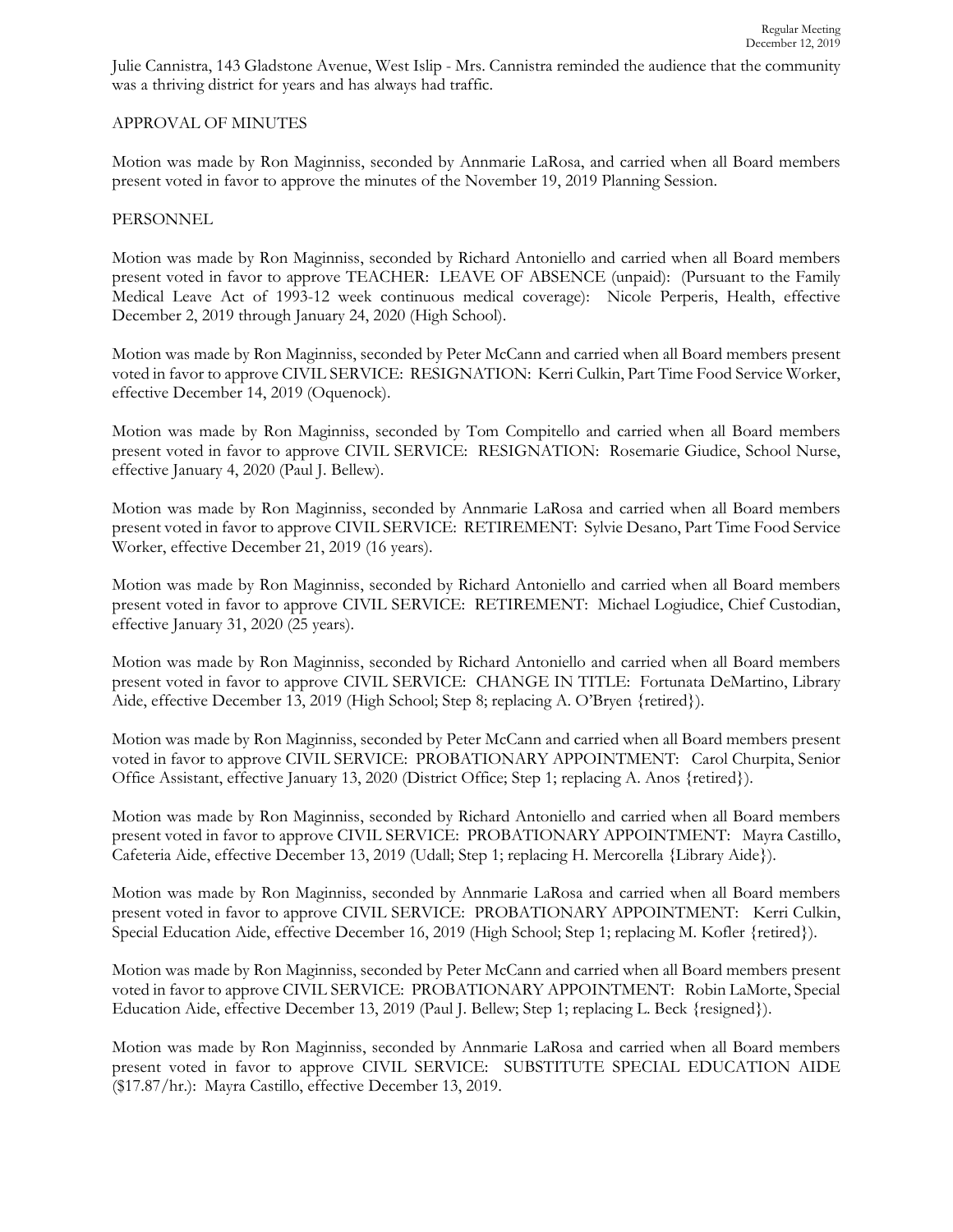Julie Cannistra, 143 Gladstone Avenue, West Islip - Mrs. Cannistra reminded the audience that the community was a thriving district for years and has always had traffic.

APPROVAL OF MINUTES

Motion was made by Ron Maginniss, seconded by Annmarie LaRosa, and carried when all Board members present voted in favor to approve the minutes of the November 19, 2019 Planning Session.

PERSONNEL

Motion was made by Ron Maginniss, seconded by Richard Antoniello and carried when all Board members present voted in favor to approve TEACHER: LEAVE OF ABSENCE (unpaid): (Pursuant to the Family Medical Leave Act of 1993-12 week continuous medical coverage): Nicole Perperis, Health, effective December 2, 2019 through January 24, 2020 (High School).

Motion was made by Ron Maginniss, seconded by Peter McCann and carried when all Board members present voted in favor to approve CIVIL SERVICE: RESIGNATION: Kerri Culkin, Part Time Food Service Worker, effective December 14, 2019 (Oquenock).

Motion was made by Ron Maginniss, seconded by Tom Compitello and carried when all Board members present voted in favor to approve CIVIL SERVICE: RESIGNATION: Rosemarie Giudice, School Nurse, effective January 4, 2020 (Paul J. Bellew).

Motion was made by Ron Maginniss, seconded by Annmarie LaRosa and carried when all Board members present voted in favor to approve CIVIL SERVICE: RETIREMENT: Sylvie Desano, Part Time Food Service Worker, effective December 21, 2019 (16 years).

Motion was made by Ron Maginniss, seconded by Richard Antoniello and carried when all Board members present voted in favor to approve CIVIL SERVICE: RETIREMENT: Michael Logiudice, Chief Custodian, effective January 31, 2020 (25 years).

Motion was made by Ron Maginniss, seconded by Richard Antoniello and carried when all Board members present voted in favor to approve CIVIL SERVICE: CHANGE IN TITLE: Fortunata DeMartino, Library Aide, effective December 13, 2019 (High School; Step 8; replacing A. O'Bryen {retired}).

Motion was made by Ron Maginniss, seconded by Peter McCann and carried when all Board members present voted in favor to approve CIVIL SERVICE: PROBATIONARY APPOINTMENT: Carol Churpita, Senior Office Assistant, effective January 13, 2020 (District Office; Step 1; replacing A. Anos {retired}).

Motion was made by Ron Maginniss, seconded by Richard Antoniello and carried when all Board members present voted in favor to approve CIVIL SERVICE: PROBATIONARY APPOINTMENT: Mayra Castillo, Cafeteria Aide, effective December 13, 2019 (Udall; Step 1; replacing H. Mercorella {Library Aide}).

Motion was made by Ron Maginniss, seconded by Annmarie LaRosa and carried when all Board members present voted in favor to approve CIVIL SERVICE: PROBATIONARY APPOINTMENT: Kerri Culkin, Special Education Aide, effective December 16, 2019 (High School; Step 1; replacing M. Kofler {retired}).

Motion was made by Ron Maginniss, seconded by Peter McCann and carried when all Board members present voted in favor to approve CIVIL SERVICE: PROBATIONARY APPOINTMENT: Robin LaMorte, Special Education Aide, effective December 13, 2019 (Paul J. Bellew; Step 1; replacing L. Beck {resigned}).

Motion was made by Ron Maginniss, seconded by Annmarie LaRosa and carried when all Board members present voted in favor to approve CIVIL SERVICE: SUBSTITUTE SPECIAL EDUCATION AIDE ($17.87/hr.): Mayra Castillo, effective December 13, 2019.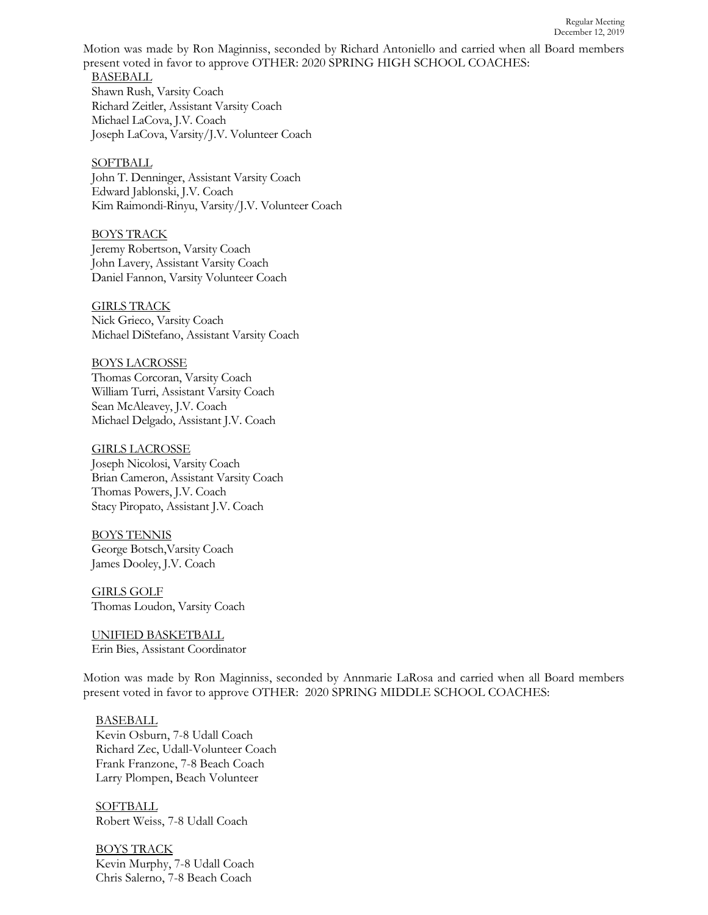Motion was made by Ron Maginniss, seconded by Richard Antoniello and carried when all Board members present voted in favor to approve OTHER: 2020 SPRING HIGH SCHOOL COACHES:

BASEBALL
Shawn Rush, Varsity Coach
Richard Zeitler, Assistant Varsity Coach
Michael LaCova, J.V. Coach
Joseph LaCova, Varsity/J.V. Volunteer Coach

SOFTBALL
John T. Denninger, Assistant Varsity Coach
Edward Jablonski, J.V. Coach
Kim Raimondi-Rinyu, Varsity/J.V. Volunteer Coach

BOYS TRACK
Jeremy Robertson, Varsity Coach
John Lavery, Assistant Varsity Coach
Daniel Fannon, Varsity Volunteer Coach

GIRLS TRACK
Nick Grieco, Varsity Coach
Michael DiStefano, Assistant Varsity Coach

BOYS LACROSSE
Thomas Corcoran, Varsity Coach
William Turri, Assistant Varsity Coach
Sean McAleavey, J.V. Coach
Michael Delgado, Assistant J.V. Coach

GIRLS LACROSSE
Joseph Nicolosi, Varsity Coach
Brian Cameron, Assistant Varsity Coach
Thomas Powers, J.V. Coach
Stacy Piropato, Assistant J.V. Coach

BOYS TENNIS
George Botsch,Varsity Coach
James Dooley, J.V. Coach

GIRLS GOLF
Thomas Loudon, Varsity Coach

UNIFIED BASKETBALL
Erin Bies, Assistant Coordinator

Motion was made by Ron Maginniss, seconded by Annmarie LaRosa and carried when all Board members present voted in favor to approve OTHER: 2020 SPRING MIDDLE SCHOOL COACHES:

BASEBALL
Kevin Osburn, 7-8 Udall Coach
Richard Zec, Udall-Volunteer Coach
Frank Franzone, 7-8 Beach Coach
Larry Plompen, Beach Volunteer

SOFTBALL
Robert Weiss, 7-8 Udall Coach

BOYS TRACK
Kevin Murphy, 7-8 Udall Coach
Chris Salerno, 7-8 Beach Coach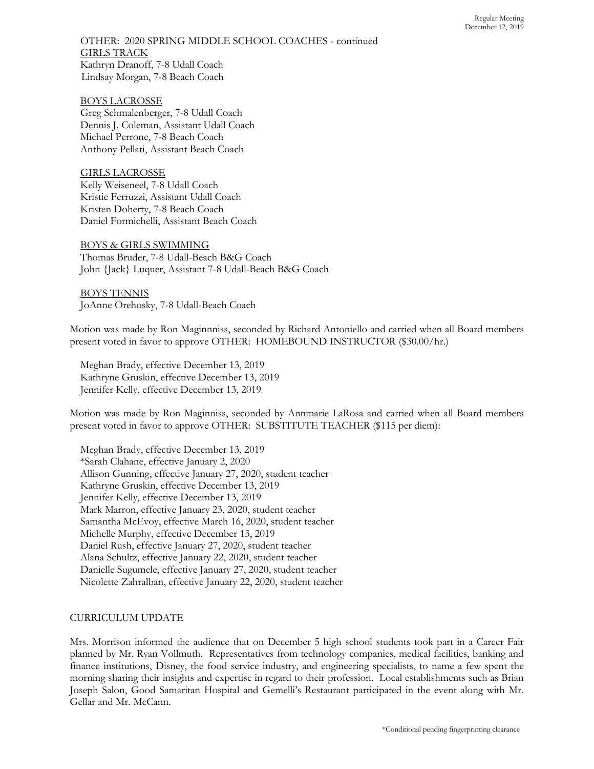OTHER: 2020 SPRING MIDDLE SCHOOL COACHES - continued

GIRLS TRACK
Kathryn Dranoff, 7-8 Udall Coach
Lindsay Morgan, 7-8 Beach Coach

BOYS LACROSSE
Greg Schmalenberger, 7-8 Udall Coach
Dennis J. Coleman, Assistant Udall Coach
Michael Perrone, 7-8 Beach Coach
Anthony Pellati, Assistant Beach Coach

GIRLS LACROSSE
Kelly Weiseneel, 7-8 Udall Coach
Kristie Ferruzzi, Assistant Udall Coach
Kristen Doherty, 7-8 Beach Coach
Daniel Formichelli, Assistant Beach Coach

BOYS & GIRLS SWIMMING
Thomas Bruder, 7-8 Udall-Beach B&G Coach
John {Jack} Luquer, Assistant 7-8 Udall-Beach B&G Coach

BOYS TENNIS
JoAnne Orehosky, 7-8 Udall-Beach Coach

Motion was made by Ron Maginnniss, seconded by Richard Antoniello and carried when all Board members present voted in favor to approve OTHER: HOMEBOUND INSTRUCTOR ($30.00/hr.)

Meghan Brady, effective December 13, 2019
Kathryne Gruskin, effective December 13, 2019
Jennifer Kelly, effective December 13, 2019

Motion was made by Ron Maginniss, seconded by Annmarie LaRosa and carried when all Board members present voted in favor to approve OTHER: SUBSTITUTE TEACHER ($115 per diem):

Meghan Brady, effective December 13, 2019
*Sarah Clahane, effective January 2, 2020
Allison Gunning, effective January 27, 2020, student teacher
Kathryne Gruskin, effective December 13, 2019
Jennifer Kelly, effective December 13, 2019
Mark Marron, effective January 23, 2020, student teacher
Samantha McEvoy, effective March 16, 2020, student teacher
Michelle Murphy, effective December 13, 2019
Daniel Rush, effective January 27, 2020, student teacher
Alana Schultz, effective January 22, 2020, student teacher
Danielle Sugumele, effective January 27, 2020, student teacher
Nicolette Zahralban, effective January 22, 2020, student teacher

CURRICULUM UPDATE

Mrs. Morrison informed the audience that on December 5 high school students took part in a Career Fair planned by Mr. Ryan Vollmuth. Representatives from technology companies, medical facilities, banking and finance institutions, Disney, the food service industry, and engineering specialists, to name a few spent the morning sharing their insights and expertise in regard to their profession. Local establishments such as Brian Joseph Salon, Good Samaritan Hospital and Gemelli's Restaurant participated in the event along with Mr. Gellar and Mr. McCann.

*Conditional pending fingerprinting clearance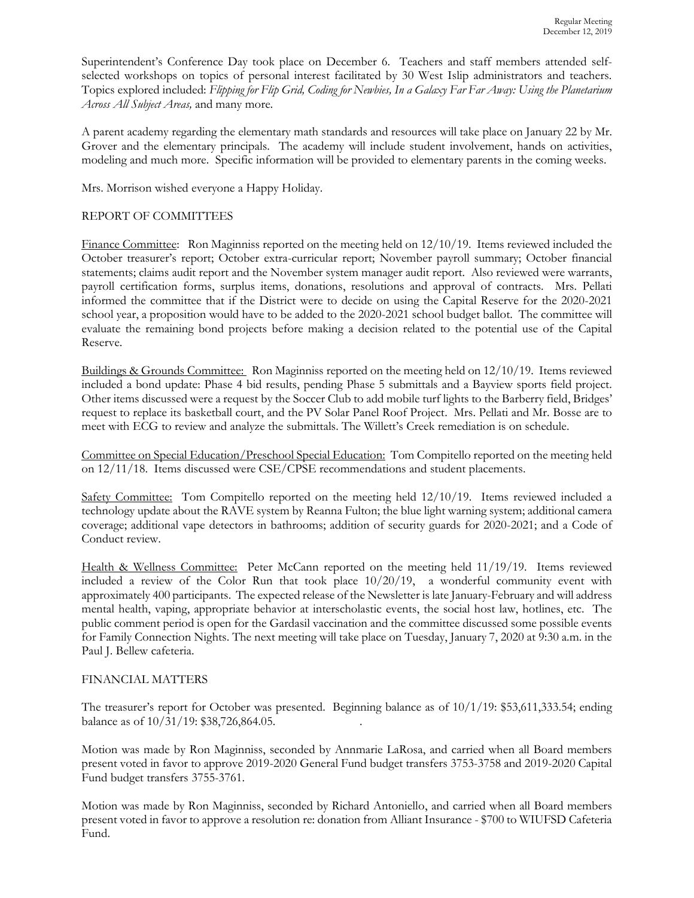Superintendent's Conference Day took place on December 6. Teachers and staff members attended self-selected workshops on topics of personal interest facilitated by 30 West Islip administrators and teachers. Topics explored included: *Flipping for Flip Grid, Coding for Newbies, In a Galaxy Far Far Away: Using the Planetarium Across All Subject Areas,* and many more.

A parent academy regarding the elementary math standards and resources will take place on January 22 by Mr. Grover and the elementary principals. The academy will include student involvement, hands on activities, modeling and much more. Specific information will be provided to elementary parents in the coming weeks.

Mrs. Morrison wished everyone a Happy Holiday.

REPORT OF COMMITTEES

Finance Committee: Ron Maginniss reported on the meeting held on 12/10/19. Items reviewed included the October treasurer's report; October extra-curricular report; November payroll summary; October financial statements; claims audit report and the November system manager audit report. Also reviewed were warrants, payroll certification forms, surplus items, donations, resolutions and approval of contracts. Mrs. Pellati informed the committee that if the District were to decide on using the Capital Reserve for the 2020-2021 school year, a proposition would have to be added to the 2020-2021 school budget ballot. The committee will evaluate the remaining bond projects before making a decision related to the potential use of the Capital Reserve.

Buildings & Grounds Committee: Ron Maginniss reported on the meeting held on 12/10/19. Items reviewed included a bond update: Phase 4 bid results, pending Phase 5 submittals and a Bayview sports field project. Other items discussed were a request by the Soccer Club to add mobile turf lights to the Barberry field, Bridges' request to replace its basketball court, and the PV Solar Panel Roof Project. Mrs. Pellati and Mr. Bosse are to meet with ECG to review and analyze the submittals. The Willett's Creek remediation is on schedule.

Committee on Special Education/Preschool Special Education: Tom Compitello reported on the meeting held on 12/11/18. Items discussed were CSE/CPSE recommendations and student placements.

Safety Committee: Tom Compitello reported on the meeting held 12/10/19. Items reviewed included a technology update about the RAVE system by Reanna Fulton; the blue light warning system; additional camera coverage; additional vape detectors in bathrooms; addition of security guards for 2020-2021; and a Code of Conduct review.

Health & Wellness Committee: Peter McCann reported on the meeting held 11/19/19. Items reviewed included a review of the Color Run that took place 10/20/19, a wonderful community event with approximately 400 participants. The expected release of the Newsletter is late January-February and will address mental health, vaping, appropriate behavior at interscholastic events, the social host law, hotlines, etc. The public comment period is open for the Gardasil vaccination and the committee discussed some possible events for Family Connection Nights. The next meeting will take place on Tuesday, January 7, 2020 at 9:30 a.m. in the Paul J. Bellew cafeteria.

FINANCIAL MATTERS

The treasurer's report for October was presented. Beginning balance as of 10/1/19: $53,611,333.54; ending balance as of 10/31/19: $38,726,864.05.

Motion was made by Ron Maginniss, seconded by Annmarie LaRosa, and carried when all Board members present voted in favor to approve 2019-2020 General Fund budget transfers 3753-3758 and 2019-2020 Capital Fund budget transfers 3755-3761.

Motion was made by Ron Maginniss, seconded by Richard Antoniello, and carried when all Board members present voted in favor to approve a resolution re: donation from Alliant Insurance - $700 to WIUFSD Cafeteria Fund.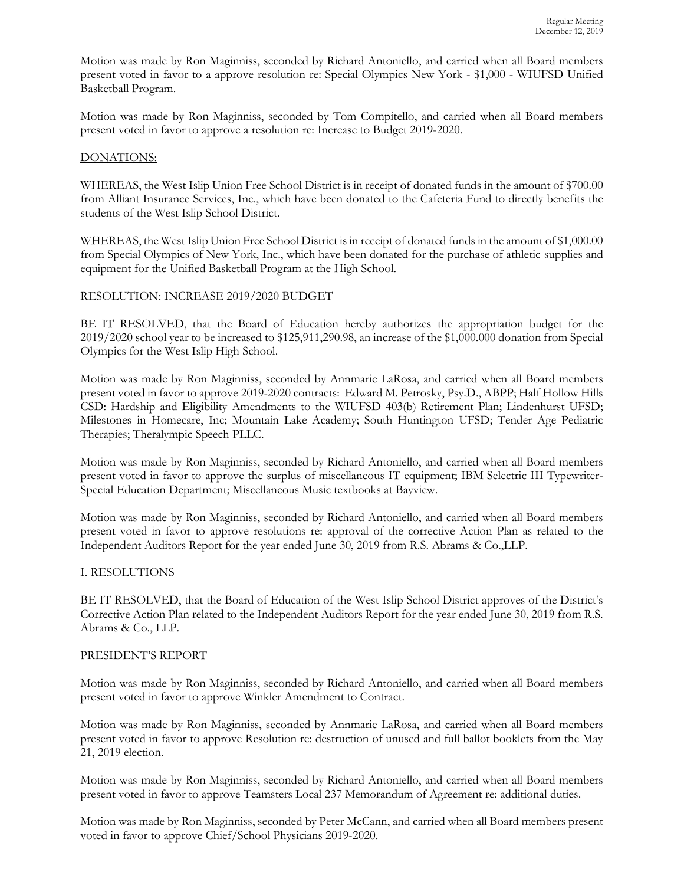Motion was made by Ron Maginniss, seconded by Richard Antoniello, and carried when all Board members present voted in favor to a approve resolution re: Special Olympics New York - $1,000 - WIUFSD Unified Basketball Program.

Motion was made by Ron Maginniss, seconded by Tom Compitello, and carried when all Board members present voted in favor to approve a resolution re: Increase to Budget 2019-2020.

DONATIONS:

WHEREAS, the West Islip Union Free School District is in receipt of donated funds in the amount of $700.00 from Alliant Insurance Services, Inc., which have been donated to the Cafeteria Fund to directly benefits the students of the West Islip School District.

WHEREAS, the West Islip Union Free School District is in receipt of donated funds in the amount of $1,000.00 from Special Olympics of New York, Inc., which have been donated for the purchase of athletic supplies and equipment for the Unified Basketball Program at the High School.

RESOLUTION: INCREASE 2019/2020 BUDGET

BE IT RESOLVED, that the Board of Education hereby authorizes the appropriation budget for the 2019/2020 school year to be increased to $125,911,290.98, an increase of the $1,000.000 donation from Special Olympics for the West Islip High School.

Motion was made by Ron Maginniss, seconded by Annmarie LaRosa, and carried when all Board members present voted in favor to approve 2019-2020 contracts: Edward M. Petrosky, Psy.D., ABPP; Half Hollow Hills CSD: Hardship and Eligibility Amendments to the WIUFSD 403(b) Retirement Plan; Lindenhurst UFSD; Milestones in Homecare, Inc; Mountain Lake Academy; South Huntington UFSD; Tender Age Pediatric Therapies; Theralympic Speech PLLC.

Motion was made by Ron Maginniss, seconded by Richard Antoniello, and carried when all Board members present voted in favor to approve the surplus of miscellaneous IT equipment; IBM Selectric III Typewriter- Special Education Department; Miscellaneous Music textbooks at Bayview.

Motion was made by Ron Maginniss, seconded by Richard Antoniello, and carried when all Board members present voted in favor to approve resolutions re: approval of the corrective Action Plan as related to the Independent Auditors Report for the year ended June 30, 2019 from R.S. Abrams & Co.,LLP.

I. RESOLUTIONS

BE IT RESOLVED, that the Board of Education of the West Islip School District approves of the District's Corrective Action Plan related to the Independent Auditors Report for the year ended June 30, 2019 from R.S. Abrams & Co., LLP.

PRESIDENT'S REPORT

Motion was made by Ron Maginniss, seconded by Richard Antoniello, and carried when all Board members present voted in favor to approve Winkler Amendment to Contract.

Motion was made by Ron Maginniss, seconded by Annmarie LaRosa, and carried when all Board members present voted in favor to approve Resolution re: destruction of unused and full ballot booklets from the May 21, 2019 election.

Motion was made by Ron Maginniss, seconded by Richard Antoniello, and carried when all Board members present voted in favor to approve Teamsters Local 237 Memorandum of Agreement re: additional duties.

Motion was made by Ron Maginniss, seconded by Peter McCann, and carried when all Board members present voted in favor to approve Chief/School Physicians 2019-2020.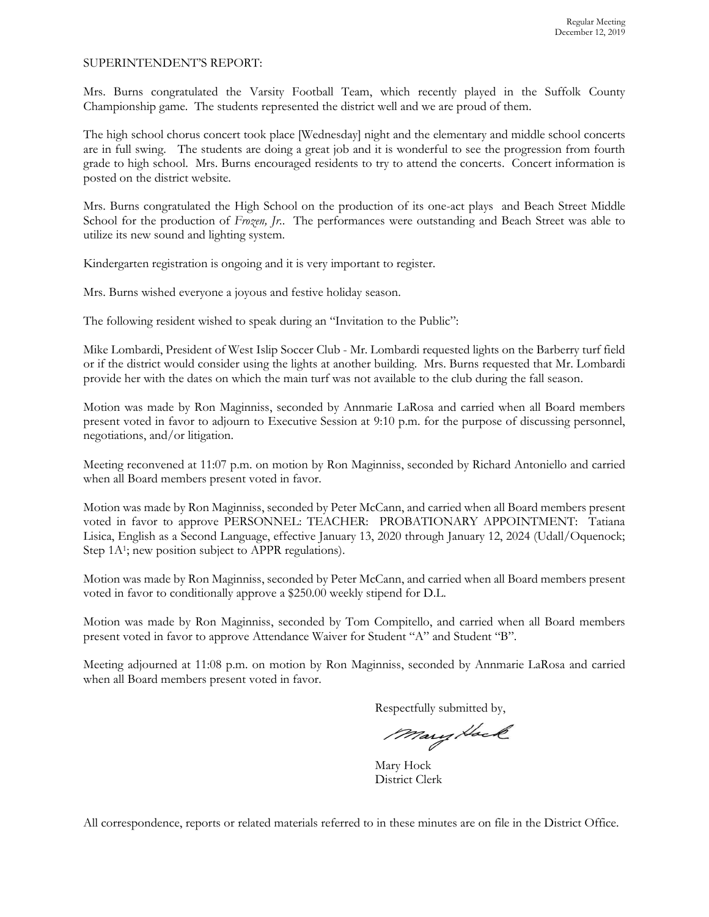SUPERINTENDENT'S REPORT:

Mrs. Burns congratulated the Varsity Football Team, which recently played in the Suffolk County Championship game. The students represented the district well and we are proud of them.

The high school chorus concert took place [Wednesday] night and the elementary and middle school concerts are in full swing. The students are doing a great job and it is wonderful to see the progression from fourth grade to high school. Mrs. Burns encouraged residents to try to attend the concerts. Concert information is posted on the district website.

Mrs. Burns congratulated the High School on the production of its one-act plays and Beach Street Middle School for the production of *Frozen, Jr.*. The performances were outstanding and Beach Street was able to utilize its new sound and lighting system.

Kindergarten registration is ongoing and it is very important to register.

Mrs. Burns wished everyone a joyous and festive holiday season.

The following resident wished to speak during an "Invitation to the Public":

Mike Lombardi, President of West Islip Soccer Club - Mr. Lombardi requested lights on the Barberry turf field or if the district would consider using the lights at another building. Mrs. Burns requested that Mr. Lombardi provide her with the dates on which the main turf was not available to the club during the fall season.

Motion was made by Ron Maginniss, seconded by Annmarie LaRosa and carried when all Board members present voted in favor to adjourn to Executive Session at 9:10 p.m. for the purpose of discussing personnel, negotiations, and/or litigation.

Meeting reconvened at 11:07 p.m. on motion by Ron Maginniss, seconded by Richard Antoniello and carried when all Board members present voted in favor.

Motion was made by Ron Maginniss, seconded by Peter McCann, and carried when all Board members present voted in favor to approve PERSONNEL: TEACHER: PROBATIONARY APPOINTMENT: Tatiana Lisica, English as a Second Language, effective January 13, 2020 through January 12, 2024 (Udall/Oquenock; Step 1A[1]; new position subject to APPR regulations).

Motion was made by Ron Maginniss, seconded by Peter McCann, and carried when all Board members present voted in favor to conditionally approve a $250.00 weekly stipend for D.L.

Motion was made by Ron Maginniss, seconded by Tom Compitello, and carried when all Board members present voted in favor to approve Attendance Waiver for Student "A" and Student "B".

Meeting adjourned at 11:08 p.m. on motion by Ron Maginniss, seconded by Annmarie LaRosa and carried when all Board members present voted in favor.

Respectfully submitted by,

Mary Hock

Mary Hock
District Clerk

All correspondence, reports or related materials referred to in these minutes are on file in the District Office.